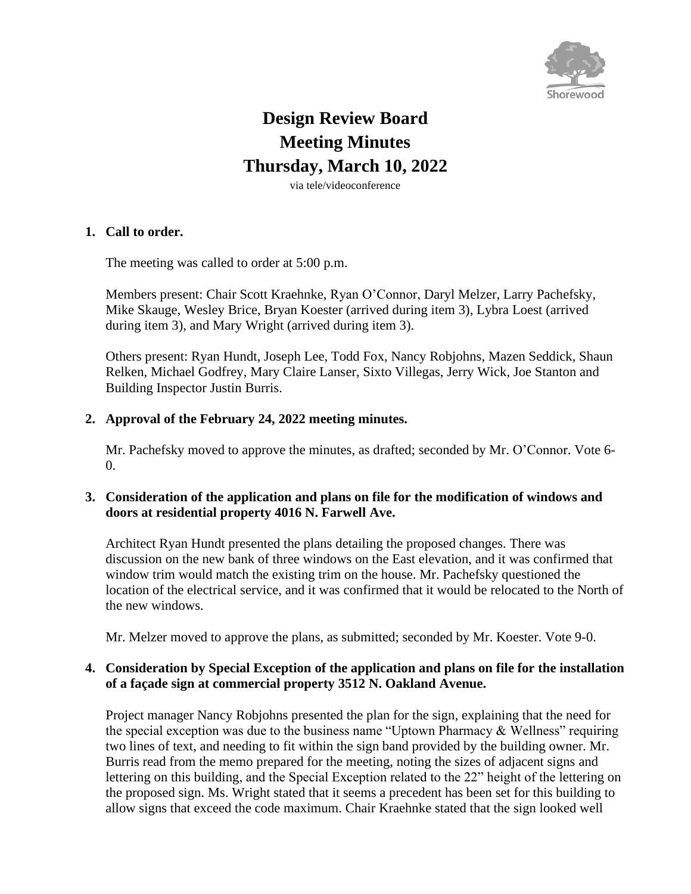# Design Review Board
# Meeting Minutes
# Thursday, March 10, 2022

via tele/videoconference

**1. Call to order.**

The meeting was called to order at 5:00 p.m.

Members present: Chair Scott Kraehnke, Ryan O'Connor, Daryl Melzer, Larry Pachefsky, Mike Skauge, Wesley Brice, Bryan Koester (arrived during item 3), Lybra Loest (arrived during item 3), and Mary Wright (arrived during item 3).

Others present: Ryan Hundt, Joseph Lee, Todd Fox, Nancy Robjohns, Mazen Seddick, Shaun Relken, Michael Godfrey, Mary Claire Lanser, Sixto Villegas, Jerry Wick, Joe Stanton and Building Inspector Justin Burris.

**2. Approval of the February 24, 2022 meeting minutes.**

Mr. Pachefsky moved to approve the minutes, as drafted; seconded by Mr. O'Connor. Vote 6-0.

**3. Consideration of the application and plans on file for the modification of windows and doors at residential property 4016 N. Farwell Ave.**

Architect Ryan Hundt presented the plans detailing the proposed changes. There was discussion on the new bank of three windows on the East elevation, and it was confirmed that window trim would match the existing trim on the house. Mr. Pachefsky questioned the location of the electrical service, and it was confirmed that it would be relocated to the North of the new windows.

Mr. Melzer moved to approve the plans, as submitted; seconded by Mr. Koester. Vote 9-0.

**4. Consideration by Special Exception of the application and plans on file for the installation of a façade sign at commercial property 3512 N. Oakland Avenue.**

Project manager Nancy Robjohns presented the plan for the sign, explaining that the need for the special exception was due to the business name "Uptown Pharmacy & Wellness" requiring two lines of text, and needing to fit within the sign band provided by the building owner. Mr. Burris read from the memo prepared for the meeting, noting the sizes of adjacent signs and lettering on this building, and the Special Exception related to the 22" height of the lettering on the proposed sign. Ms. Wright stated that it seems a precedent has been set for this building to allow signs that exceed the code maximum. Chair Kraehnke stated that the sign looked well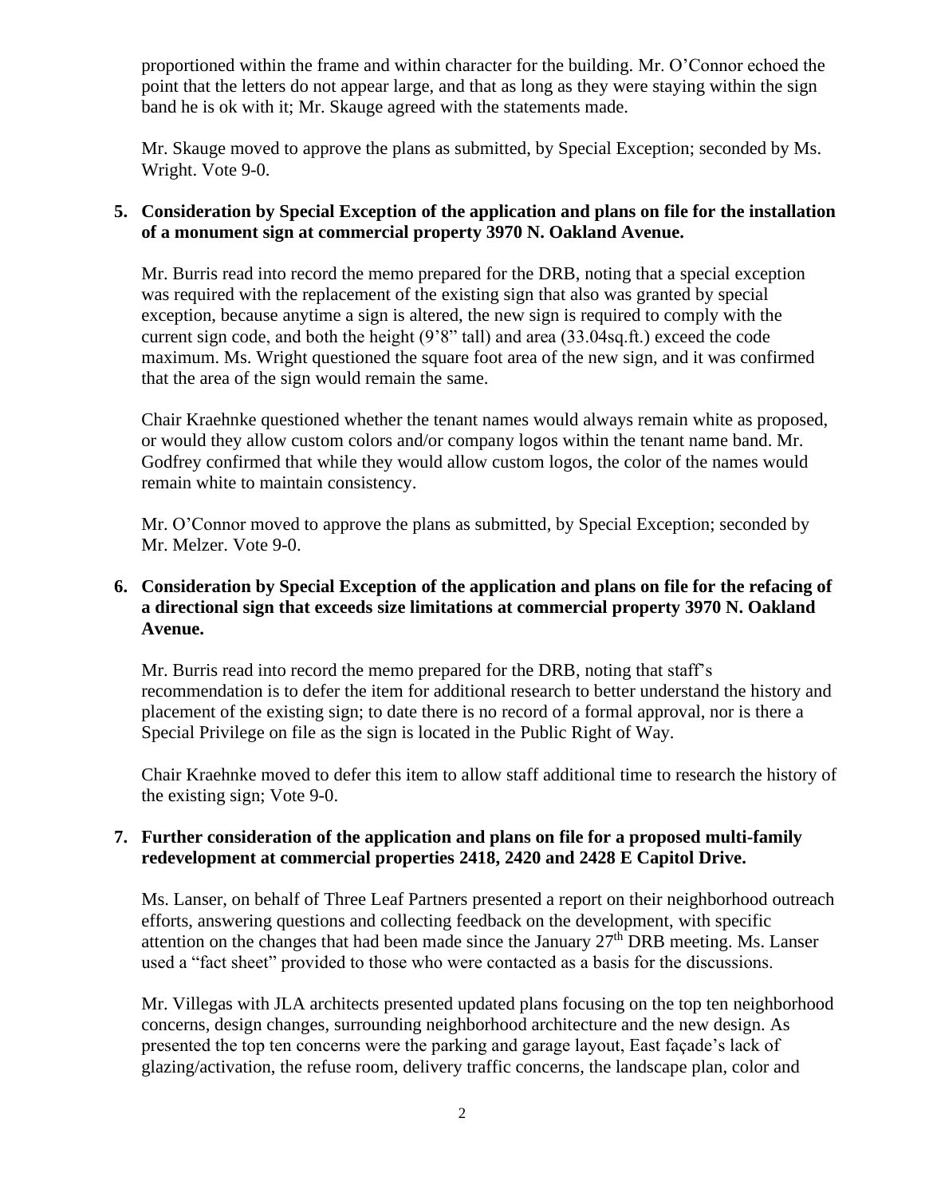proportioned within the frame and within character for the building. Mr. O'Connor echoed the point that the letters do not appear large, and that as long as they were staying within the sign band he is ok with it; Mr. Skauge agreed with the statements made.

Mr. Skauge moved to approve the plans as submitted, by Special Exception; seconded by Ms. Wright. Vote 9-0.

**5. Consideration by Special Exception of the application and plans on file for the installation of a monument sign at commercial property 3970 N. Oakland Avenue.**

Mr. Burris read into record the memo prepared for the DRB, noting that a special exception was required with the replacement of the existing sign that also was granted by special exception, because anytime a sign is altered, the new sign is required to comply with the current sign code, and both the height (9'8" tall) and area (33.04sq.ft.) exceed the code maximum. Ms. Wright questioned the square foot area of the new sign, and it was confirmed that the area of the sign would remain the same.

Chair Kraehnke questioned whether the tenant names would always remain white as proposed, or would they allow custom colors and/or company logos within the tenant name band. Mr. Godfrey confirmed that while they would allow custom logos, the color of the names would remain white to maintain consistency.

Mr. O'Connor moved to approve the plans as submitted, by Special Exception; seconded by Mr. Melzer. Vote 9-0.

**6. Consideration by Special Exception of the application and plans on file for the refacing of a directional sign that exceeds size limitations at commercial property 3970 N. Oakland Avenue.**

Mr. Burris read into record the memo prepared for the DRB, noting that staff's recommendation is to defer the item for additional research to better understand the history and placement of the existing sign; to date there is no record of a formal approval, nor is there a Special Privilege on file as the sign is located in the Public Right of Way.

Chair Kraehnke moved to defer this item to allow staff additional time to research the history of the existing sign; Vote 9-0.

**7. Further consideration of the application and plans on file for a proposed multi-family redevelopment at commercial properties 2418, 2420 and 2428 E Capitol Drive.**

Ms. Lanser, on behalf of Three Leaf Partners presented a report on their neighborhood outreach efforts, answering questions and collecting feedback on the development, with specific attention on the changes that had been made since the January 27th DRB meeting. Ms. Lanser used a "fact sheet" provided to those who were contacted as a basis for the discussions.

Mr. Villegas with JLA architects presented updated plans focusing on the top ten neighborhood concerns, design changes, surrounding neighborhood architecture and the new design. As presented the top ten concerns were the parking and garage layout, East façade's lack of glazing/activation, the refuse room, delivery traffic concerns, the landscape plan, color and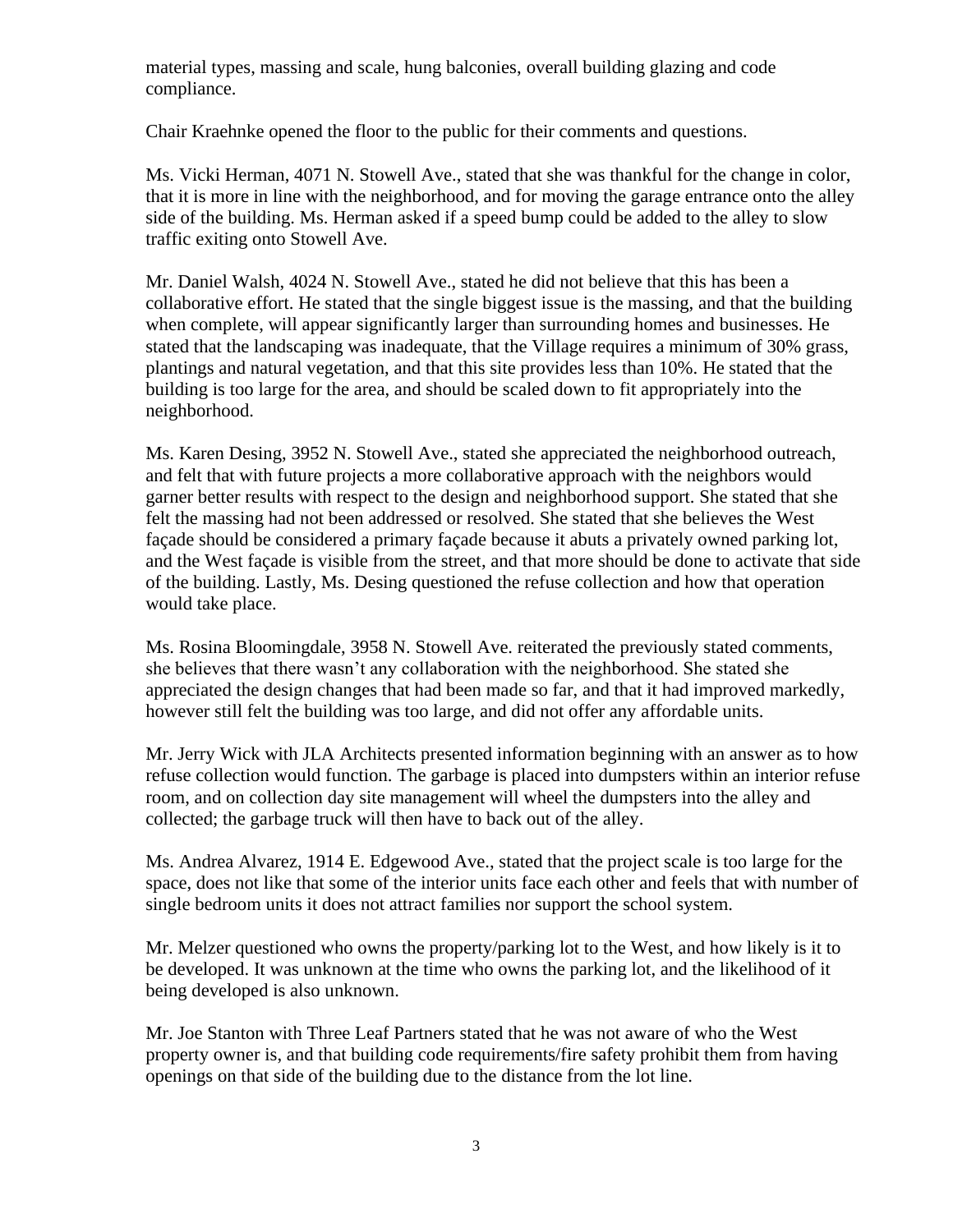material types, massing and scale, hung balconies, overall building glazing and code compliance.

Chair Kraehnke opened the floor to the public for their comments and questions.

Ms. Vicki Herman, 4071 N. Stowell Ave., stated that she was thankful for the change in color, that it is more in line with the neighborhood, and for moving the garage entrance onto the alley side of the building. Ms. Herman asked if a speed bump could be added to the alley to slow traffic exiting onto Stowell Ave.

Mr. Daniel Walsh, 4024 N. Stowell Ave., stated he did not believe that this has been a collaborative effort. He stated that the single biggest issue is the massing, and that the building when complete, will appear significantly larger than surrounding homes and businesses. He stated that the landscaping was inadequate, that the Village requires a minimum of 30% grass, plantings and natural vegetation, and that this site provides less than 10%. He stated that the building is too large for the area, and should be scaled down to fit appropriately into the neighborhood.

Ms. Karen Desing, 3952 N. Stowell Ave., stated she appreciated the neighborhood outreach, and felt that with future projects a more collaborative approach with the neighbors would garner better results with respect to the design and neighborhood support. She stated that she felt the massing had not been addressed or resolved. She stated that she believes the West façade should be considered a primary façade because it abuts a privately owned parking lot, and the West façade is visible from the street, and that more should be done to activate that side of the building. Lastly, Ms. Desing questioned the refuse collection and how that operation would take place.

Ms. Rosina Bloomingdale, 3958 N. Stowell Ave. reiterated the previously stated comments, she believes that there wasn't any collaboration with the neighborhood. She stated she appreciated the design changes that had been made so far, and that it had improved markedly, however still felt the building was too large, and did not offer any affordable units.

Mr. Jerry Wick with JLA Architects presented information beginning with an answer as to how refuse collection would function. The garbage is placed into dumpsters within an interior refuse room, and on collection day site management will wheel the dumpsters into the alley and collected; the garbage truck will then have to back out of the alley.

Ms. Andrea Alvarez, 1914 E. Edgewood Ave., stated that the project scale is too large for the space, does not like that some of the interior units face each other and feels that with number of single bedroom units it does not attract families nor support the school system.

Mr. Melzer questioned who owns the property/parking lot to the West, and how likely is it to be developed. It was unknown at the time who owns the parking lot, and the likelihood of it being developed is also unknown.

Mr. Joe Stanton with Three Leaf Partners stated that he was not aware of who the West property owner is, and that building code requirements/fire safety prohibit them from having openings on that side of the building due to the distance from the lot line.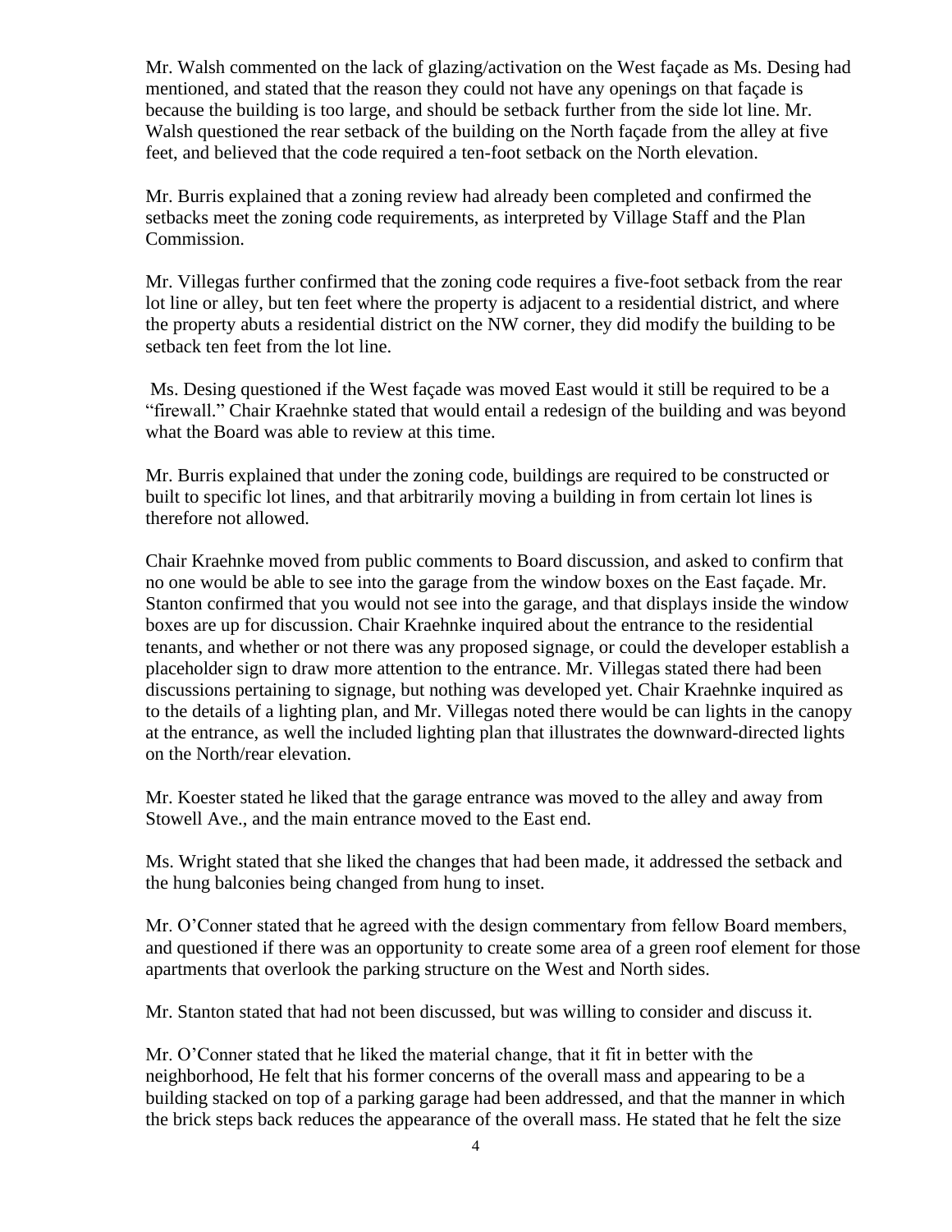Mr. Walsh commented on the lack of glazing/activation on the West façade as Ms. Desing had mentioned, and stated that the reason they could not have any openings on that façade is because the building is too large, and should be setback further from the side lot line. Mr. Walsh questioned the rear setback of the building on the North façade from the alley at five feet, and believed that the code required a ten-foot setback on the North elevation.

Mr. Burris explained that a zoning review had already been completed and confirmed the setbacks meet the zoning code requirements, as interpreted by Village Staff and the Plan Commission.

Mr. Villegas further confirmed that the zoning code requires a five-foot setback from the rear lot line or alley, but ten feet where the property is adjacent to a residential district, and where the property abuts a residential district on the NW corner, they did modify the building to be setback ten feet from the lot line.

Ms. Desing questioned if the West façade was moved East would it still be required to be a "firewall." Chair Kraehnke stated that would entail a redesign of the building and was beyond what the Board was able to review at this time.

Mr. Burris explained that under the zoning code, buildings are required to be constructed or built to specific lot lines, and that arbitrarily moving a building in from certain lot lines is therefore not allowed.

Chair Kraehnke moved from public comments to Board discussion, and asked to confirm that no one would be able to see into the garage from the window boxes on the East façade. Mr. Stanton confirmed that you would not see into the garage, and that displays inside the window boxes are up for discussion. Chair Kraehnke inquired about the entrance to the residential tenants, and whether or not there was any proposed signage, or could the developer establish a placeholder sign to draw more attention to the entrance. Mr. Villegas stated there had been discussions pertaining to signage, but nothing was developed yet. Chair Kraehnke inquired as to the details of a lighting plan, and Mr. Villegas noted there would be can lights in the canopy at the entrance, as well the included lighting plan that illustrates the downward-directed lights on the North/rear elevation.

Mr. Koester stated he liked that the garage entrance was moved to the alley and away from Stowell Ave., and the main entrance moved to the East end.

Ms. Wright stated that she liked the changes that had been made, it addressed the setback and the hung balconies being changed from hung to inset.

Mr. O'Conner stated that he agreed with the design commentary from fellow Board members, and questioned if there was an opportunity to create some area of a green roof element for those apartments that overlook the parking structure on the West and North sides.

Mr. Stanton stated that had not been discussed, but was willing to consider and discuss it.

Mr. O'Conner stated that he liked the material change, that it fit in better with the neighborhood, He felt that his former concerns of the overall mass and appearing to be a building stacked on top of a parking garage had been addressed, and that the manner in which the brick steps back reduces the appearance of the overall mass. He stated that he felt the size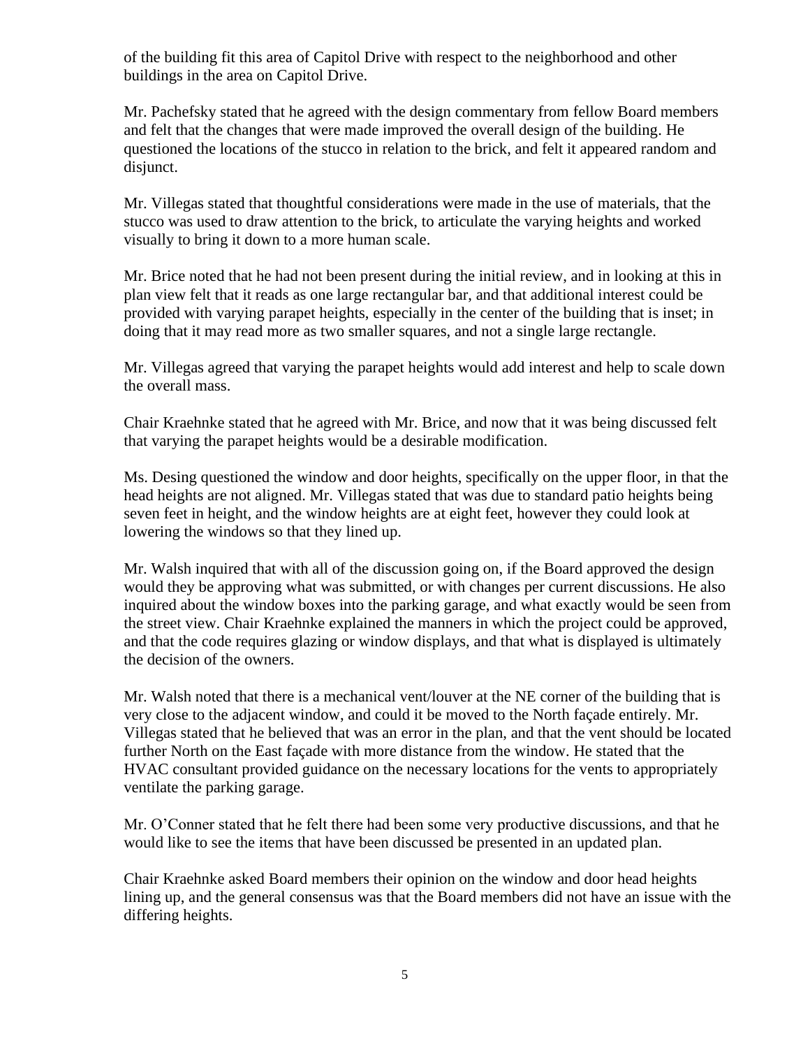of the building fit this area of Capitol Drive with respect to the neighborhood and other buildings in the area on Capitol Drive.

Mr. Pachefsky stated that he agreed with the design commentary from fellow Board members and felt that the changes that were made improved the overall design of the building. He questioned the locations of the stucco in relation to the brick, and felt it appeared random and disjunct.

Mr. Villegas stated that thoughtful considerations were made in the use of materials, that the stucco was used to draw attention to the brick, to articulate the varying heights and worked visually to bring it down to a more human scale.

Mr. Brice noted that he had not been present during the initial review, and in looking at this in plan view felt that it reads as one large rectangular bar, and that additional interest could be provided with varying parapet heights, especially in the center of the building that is inset; in doing that it may read more as two smaller squares, and not a single large rectangle.

Mr. Villegas agreed that varying the parapet heights would add interest and help to scale down the overall mass.

Chair Kraehnke stated that he agreed with Mr. Brice, and now that it was being discussed felt that varying the parapet heights would be a desirable modification.

Ms. Desing questioned the window and door heights, specifically on the upper floor, in that the head heights are not aligned. Mr. Villegas stated that was due to standard patio heights being seven feet in height, and the window heights are at eight feet, however they could look at lowering the windows so that they lined up.

Mr. Walsh inquired that with all of the discussion going on, if the Board approved the design would they be approving what was submitted, or with changes per current discussions. He also inquired about the window boxes into the parking garage, and what exactly would be seen from the street view. Chair Kraehnke explained the manners in which the project could be approved, and that the code requires glazing or window displays, and that what is displayed is ultimately the decision of the owners.

Mr. Walsh noted that there is a mechanical vent/louver at the NE corner of the building that is very close to the adjacent window, and could it be moved to the North façade entirely. Mr. Villegas stated that he believed that was an error in the plan, and that the vent should be located further North on the East façade with more distance from the window. He stated that the HVAC consultant provided guidance on the necessary locations for the vents to appropriately ventilate the parking garage.

Mr. O'Conner stated that he felt there had been some very productive discussions, and that he would like to see the items that have been discussed be presented in an updated plan.

Chair Kraehnke asked Board members their opinion on the window and door head heights lining up, and the general consensus was that the Board members did not have an issue with the differing heights.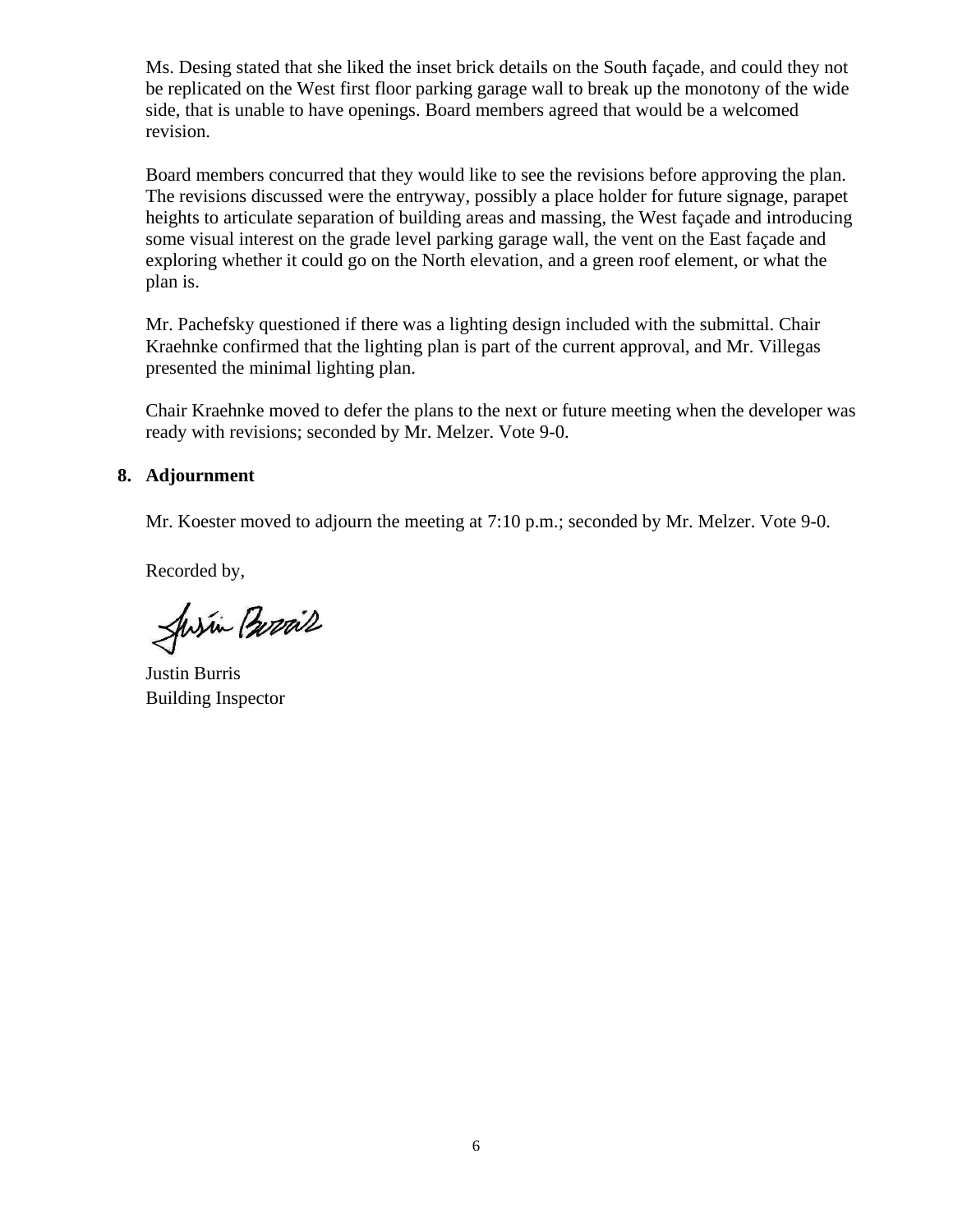Ms. Desing stated that she liked the inset brick details on the South façade, and could they not be replicated on the West first floor parking garage wall to break up the monotony of the wide side, that is unable to have openings. Board members agreed that would be a welcomed revision.

Board members concurred that they would like to see the revisions before approving the plan. The revisions discussed were the entryway, possibly a place holder for future signage, parapet heights to articulate separation of building areas and massing, the West façade and introducing some visual interest on the grade level parking garage wall, the vent on the East façade and exploring whether it could go on the North elevation, and a green roof element, or what the plan is.

Mr. Pachefsky questioned if there was a lighting design included with the submittal. Chair Kraehnke confirmed that the lighting plan is part of the current approval, and Mr. Villegas presented the minimal lighting plan.

Chair Kraehnke moved to defer the plans to the next or future meeting when the developer was ready with revisions; seconded by Mr. Melzer. Vote 9-0.

**8. Adjournment**

Mr. Koester moved to adjourn the meeting at 7:10 p.m.; seconded by Mr. Melzer. Vote 9-0.

Recorded by,

Justin Burris
Building Inspector